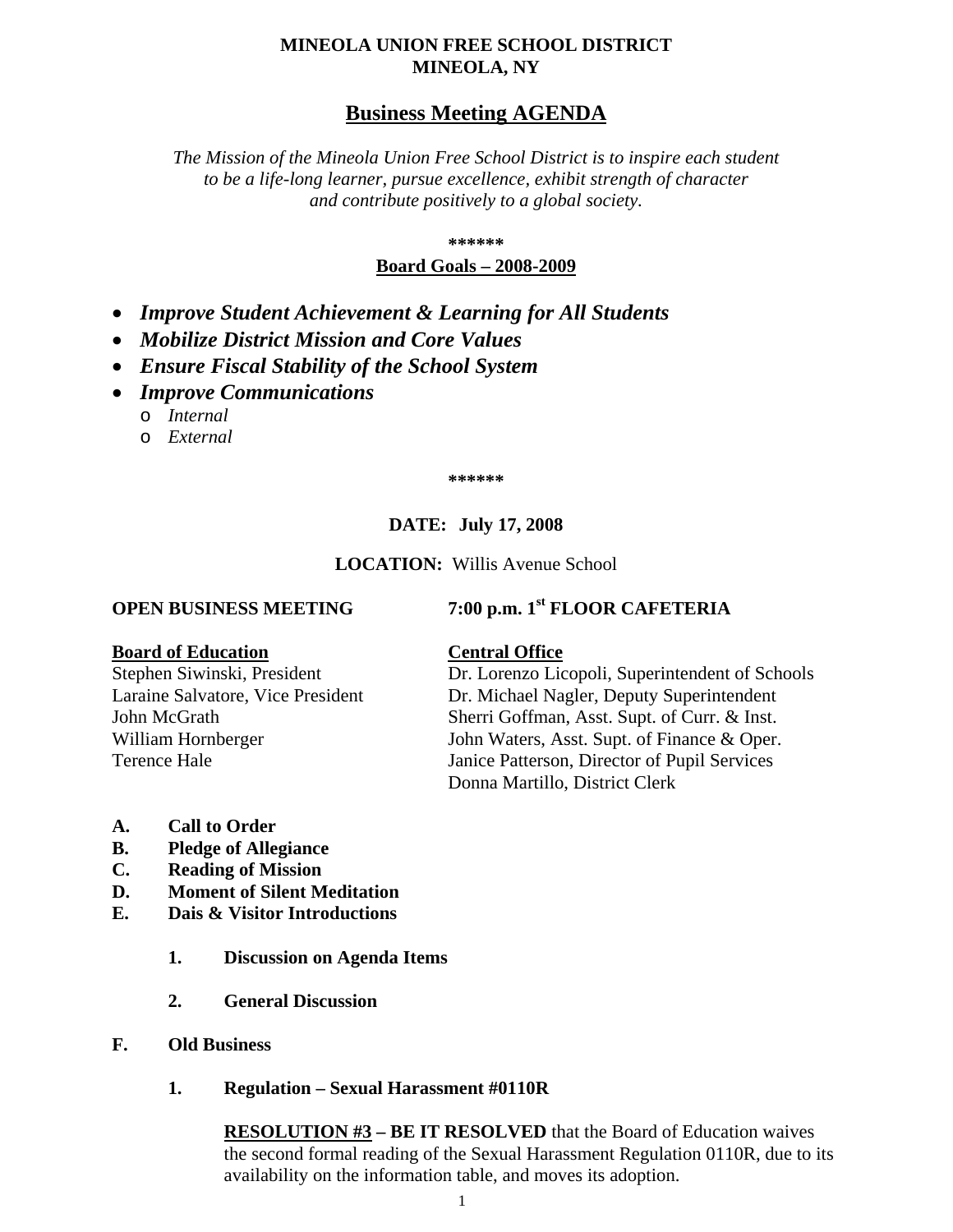**MINEOLA UNION FREE SCHOOL DISTRICT**
**MINEOLA, NY**

# Business Meeting AGENDA

*The Mission of the Mineola Union Free School District is to inspire each student to be a life-long learner, pursue excellence, exhibit strength of character and contribute positively to a global society.*

**\*\*\*\*\*\***

**Board Goals – 2008-2009**

- ***Improve Student Achievement & Learning for All Students***
- ***Mobilize District Mission and Core Values***
- ***Ensure Fiscal Stability of the School System***
- ***Improve Communications***
  - *Internal*
  - *External*

**\*\*\*\*\*\***

**DATE: July 17, 2008**

**LOCATION:** Willis Avenue School

**OPEN BUSINESS MEETING** **7:00 p.m. 1st FLOOR CAFETERIA**

**Board of Education**

Stephen Siwinski, President
Laraine Salvatore, Vice President
John McGrath
William Hornberger
Terence Hale

**Central Office**

Dr. Lorenzo Licopoli, Superintendent of Schools
Dr. Michael Nagler, Deputy Superintendent
Sherri Goffman, Asst. Supt. of Curr. & Inst.
John Waters, Asst. Supt. of Finance & Oper.
Janice Patterson, Director of Pupil Services
Donna Martillo, District Clerk

**A. Call to Order**
**B. Pledge of Allegiance**
**C. Reading of Mission**
**D. Moment of Silent Meditation**
**E. Dais & Visitor Introductions**

**1. Discussion on Agenda Items**

**2. General Discussion**

**F. Old Business**

**1. Regulation – Sexual Harassment #0110R**

**RESOLUTION #3 – BE IT RESOLVED** that the Board of Education waives the second formal reading of the Sexual Harassment Regulation 0110R, due to its availability on the information table, and moves its adoption.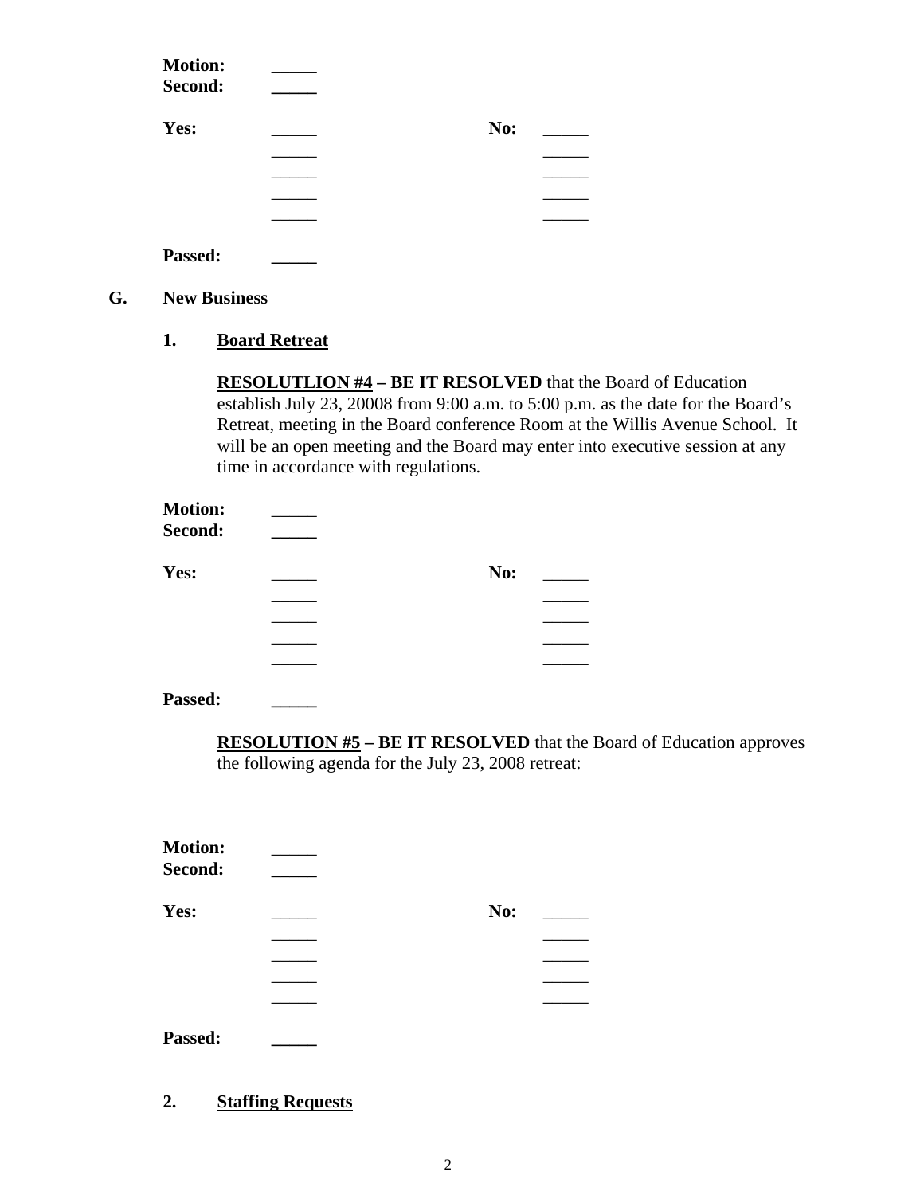**Motion:** _____
**Second:** _____

**Yes:** _____ **No:** _____
_____ _____
_____ _____
_____ _____
_____ _____

**Passed:** _____

**G. New Business**

**1. Board Retreat**

**RESOLUTLION #4 – BE IT RESOLVED** that the Board of Education establish July 23, 20008 from 9:00 a.m. to 5:00 p.m. as the date for the Board's Retreat, meeting in the Board conference Room at the Willis Avenue School. It will be an open meeting and the Board may enter into executive session at any time in accordance with regulations.

**Motion:** _____
**Second:** _____

**Yes:** _____ **No:** _____
_____ _____
_____ _____
_____ _____
_____ _____

**Passed:** _____

**RESOLUTION #5 – BE IT RESOLVED** that the Board of Education approves the following agenda for the July 23, 2008 retreat:

**Motion:** _____
**Second:** _____

**Yes:** _____ **No:** _____
_____ _____
_____ _____
_____ _____
_____ _____

**Passed:** _____

**2. Staffing Requests**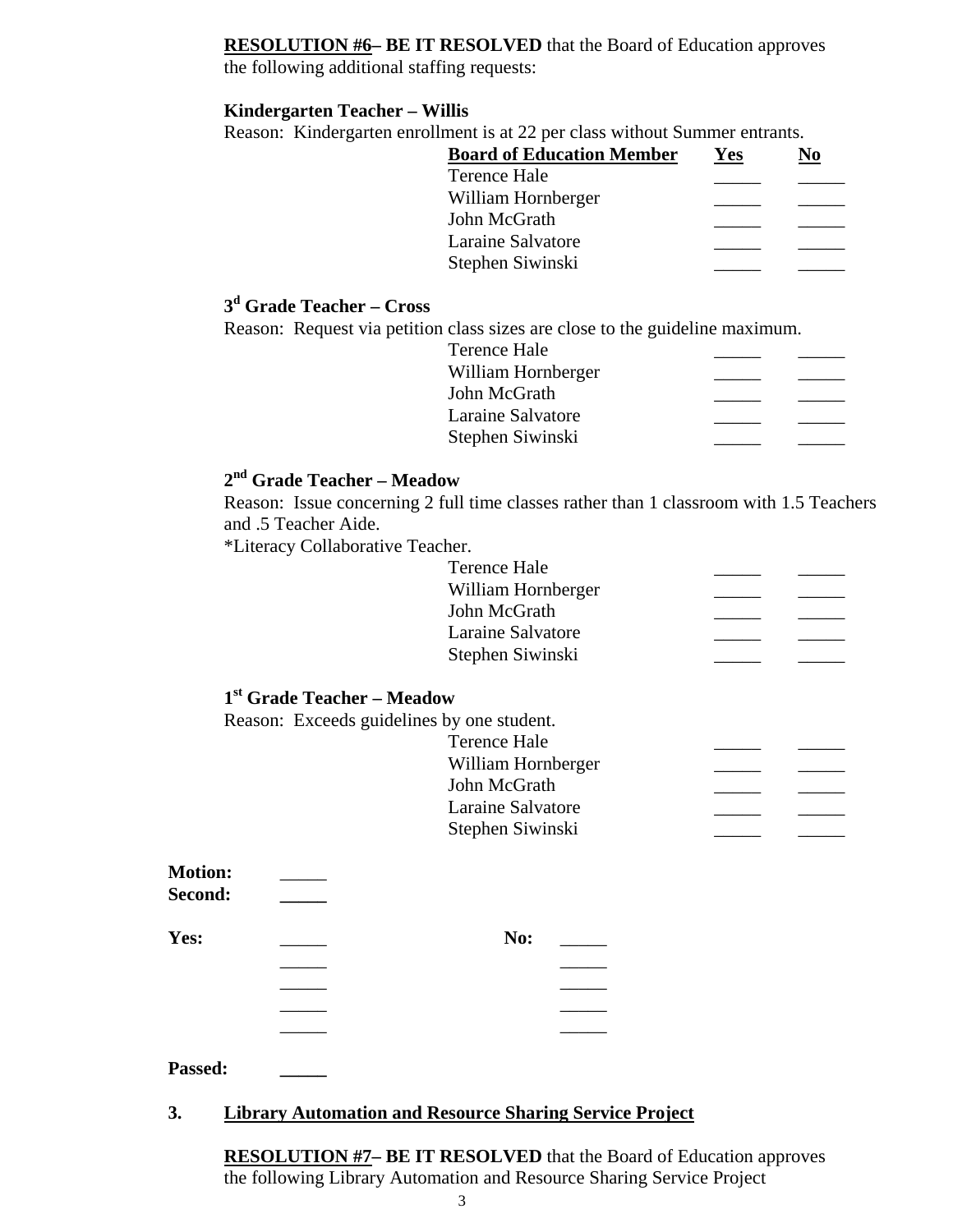**RESOLUTION #6– BE IT RESOLVED** that the Board of Education approves the following additional staffing requests:

**Kindergarten Teacher – Willis**

Reason: Kindergarten enrollment is at 22 per class without Summer entrants.

| Board of Education Member | Yes | No |
|---|---|---|
| Terence Hale | _____ | _____ |
| William Hornberger | _____ | _____ |
| John McGrath | _____ | _____ |
| Laraine Salvatore | _____ | _____ |
| Stephen Siwinski | _____ | _____ |

**3d Grade Teacher – Cross**

Reason: Request via petition class sizes are close to the guideline maximum.

| Board of Education Member | Yes | No |
|---|---|---|
| Terence Hale | _____ | _____ |
| William Hornberger | _____ | _____ |
| John McGrath | _____ | _____ |
| Laraine Salvatore | _____ | _____ |
| Stephen Siwinski | _____ | _____ |

**2nd Grade Teacher – Meadow**

Reason: Issue concerning 2 full time classes rather than 1 classroom with 1.5 Teachers and .5 Teacher Aide.

*Literacy Collaborative Teacher.

| Board of Education Member | Yes | No |
|---|---|---|
| Terence Hale | _____ | _____ |
| William Hornberger | _____ | _____ |
| John McGrath | _____ | _____ |
| Laraine Salvatore | _____ | _____ |
| Stephen Siwinski | _____ | _____ |

**1st Grade Teacher – Meadow**

Reason: Exceeds guidelines by one student.

| Board of Education Member | Yes | No |
|---|---|---|
| Terence Hale | _____ | _____ |
| William Hornberger | _____ | _____ |
| John McGrath | _____ | _____ |
| Laraine Salvatore | _____ | _____ |
| Stephen Siwinski | _____ | _____ |

**Motion:** _____
**Second:** _____

| Yes: | | No: | |
|---|---|---|---|
| | _____ | | _____ |
| | _____ | | _____ |
| | _____ | | _____ |
| | _____ | | _____ |
| | _____ | | _____ |

**Passed:** _____

## 3. Library Automation and Resource Sharing Service Project

**RESOLUTION #7– BE IT RESOLVED** that the Board of Education approves the following Library Automation and Resource Sharing Service Project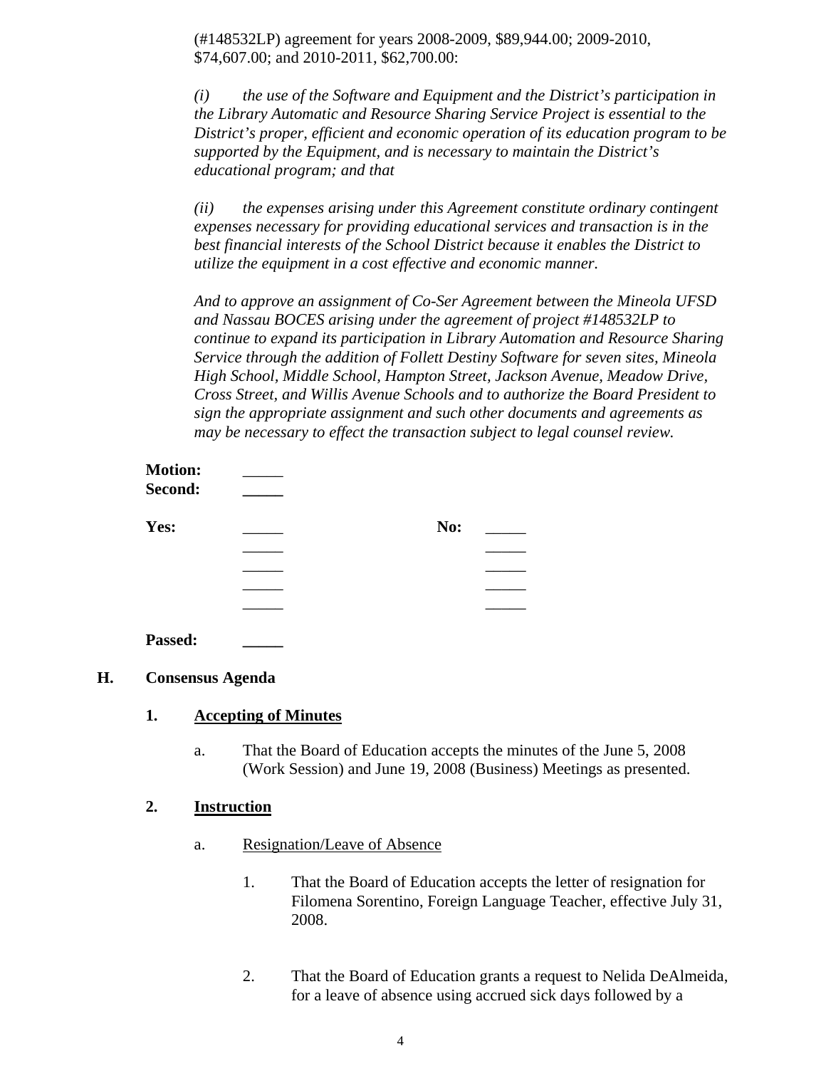(#148532LP) agreement for years 2008-2009, $89,944.00; 2009-2010, $74,607.00; and 2010-2011, $62,700.00:

*(i) the use of the Software and Equipment and the District's participation in the Library Automatic and Resource Sharing Service Project is essential to the District's proper, efficient and economic operation of its education program to be supported by the Equipment, and is necessary to maintain the District's educational program; and that*

*(ii) the expenses arising under this Agreement constitute ordinary contingent expenses necessary for providing educational services and transaction is in the best financial interests of the School District because it enables the District to utilize the equipment in a cost effective and economic manner.*

*And to approve an assignment of Co-Ser Agreement between the Mineola UFSD and Nassau BOCES arising under the agreement of project #148532LP to continue to expand its participation in Library Automation and Resource Sharing Service through the addition of Follett Destiny Software for seven sites, Mineola High School, Middle School, Hampton Street, Jackson Avenue, Meadow Drive, Cross Street, and Willis Avenue Schools and to authorize the Board President to sign the appropriate assignment and such other documents and agreements as may be necessary to effect the transaction subject to legal counsel review.*

**Motion:** _____
**Second:** _____

**Yes:** _____ **No:** _____
_____ _____
_____ _____
_____ _____
_____ _____

**Passed:** _____

## H. Consensus Agenda

### 1. Accepting of Minutes

a. That the Board of Education accepts the minutes of the June 5, 2008 (Work Session) and June 19, 2008 (Business) Meetings as presented.

### 2. Instruction

a. Resignation/Leave of Absence

1. That the Board of Education accepts the letter of resignation for Filomena Sorentino, Foreign Language Teacher, effective July 31, 2008.

2. That the Board of Education grants a request to Nelida DeAlmeida, for a leave of absence using accrued sick days followed by a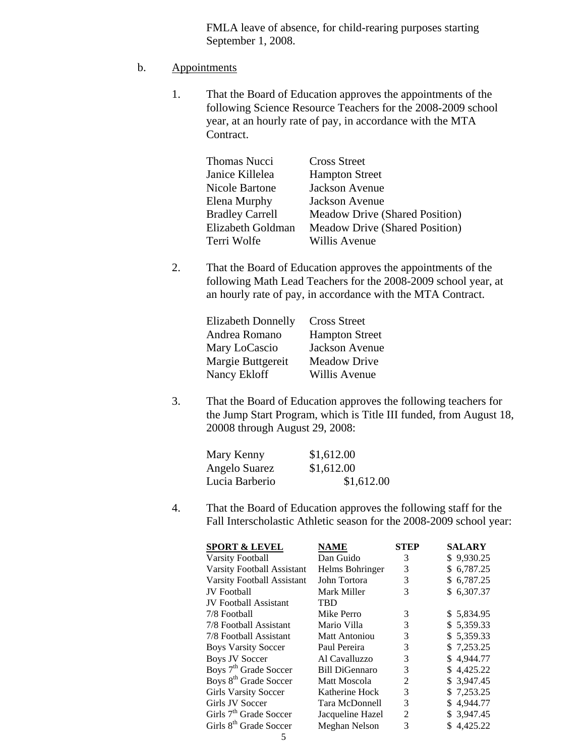FMLA leave of absence, for child-rearing purposes starting September 1, 2008.

b. Appointments

1. That the Board of Education approves the appointments of the following Science Resource Teachers for the 2008-2009 school year, at an hourly rate of pay, in accordance with the MTA Contract.

| | |
|---|---|
| Thomas Nucci | Cross Street |
| Janice Killelea | Hampton Street |
| Nicole Bartone | Jackson Avenue |
| Elena Murphy | Jackson Avenue |
| Bradley Carrell | Meadow Drive (Shared Position) |
| Elizabeth Goldman | Meadow Drive (Shared Position) |
| Terri Wolfe | Willis Avenue |

2. That the Board of Education approves the appointments of the following Math Lead Teachers for the 2008-2009 school year, at an hourly rate of pay, in accordance with the MTA Contract.

| | |
|---|---|
| Elizabeth Donnelly | Cross Street |
| Andrea Romano | Hampton Street |
| Mary LoCascio | Jackson Avenue |
| Margie Buttgereit | Meadow Drive |
| Nancy Ekloff | Willis Avenue |

3. That the Board of Education approves the following teachers for the Jump Start Program, which is Title III funded, from August 18, 20008 through August 29, 2008:

| | |
|---|---|
| Mary Kenny | $1,612.00 |
| Angelo Suarez | $1,612.00 |
| Lucia Barberio | $1,612.00 |

4. That the Board of Education approves the following staff for the Fall Interscholastic Athletic season for the 2008-2009 school year:

| SPORT & LEVEL | NAME | STEP | SALARY |
|---|---|---|---|
| Varsity Football | Dan Guido | 3 | $ 9,930.25 |
| Varsity Football Assistant | Helms Bohringer | 3 | $ 6,787.25 |
| Varsity Football Assistant | John Tortora | 3 | $ 6,787.25 |
| JV Football | Mark Miller | 3 | $ 6,307.37 |
| JV Football Assistant | TBD | | |
| 7/8 Football | Mike Perro | 3 | $ 5,834.95 |
| 7/8 Football Assistant | Mario Villa | 3 | $ 5,359.33 |
| 7/8 Football Assistant | Matt Antoniou | 3 | $ 5,359.33 |
| Boys Varsity Soccer | Paul Pereira | 3 | $ 7,253.25 |
| Boys JV Soccer | Al Cavalluzzo | 3 | $ 4,944.77 |
| Boys 7th Grade Soccer | Bill DiGennaro | 3 | $ 4,425.22 |
| Boys 8th Grade Soccer | Matt Moscola | 2 | $ 3,947.45 |
| Girls Varsity Soccer | Katherine Hock | 3 | $ 7,253.25 |
| Girls JV Soccer | Tara McDonnell | 3 | $ 4,944.77 |
| Girls 7th Grade Soccer | Jacqueline Hazel | 2 | $ 3,947.45 |
| Girls 8th Grade Soccer | Meghan Nelson | 3 | $ 4,425.22 |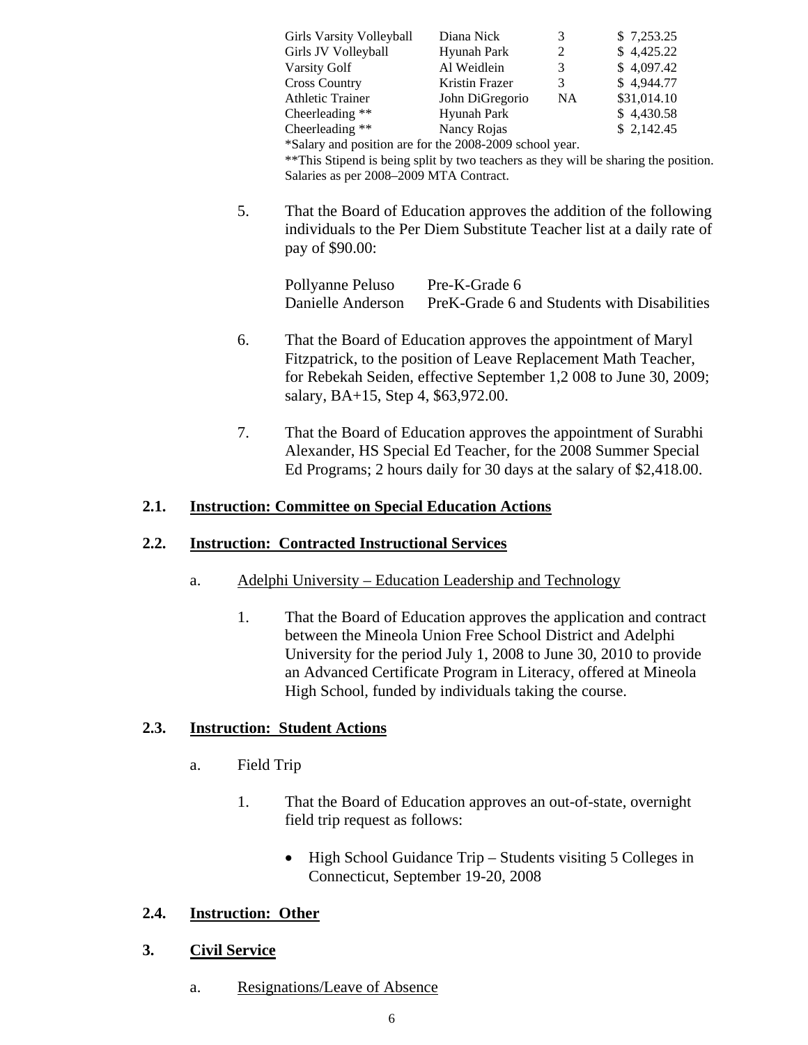| | | | |
|---|---|---|---|
| Girls Varsity Volleyball | Diana Nick | 3 | $ 7,253.25 |
| Girls JV Volleyball | Hyunah Park | 2 | $ 4,425.22 |
| Varsity Golf | Al Weidlein | 3 | $ 4,097.42 |
| Cross Country | Kristin Frazer | 3 | $ 4,944.77 |
| Athletic Trainer | John DiGregorio | NA | $31,014.10 |
| Cheerleading ** | Hyunah Park | | $ 4,430.58 |
| Cheerleading ** | Nancy Rojas | | $ 2,142.45 |

*Salary and position are for the 2008-2009 school year.

**This Stipend is being split by two teachers as they will be sharing the position. Salaries as per 2008–2009 MTA Contract.

5. That the Board of Education approves the addition of the following individuals to the Per Diem Substitute Teacher list at a daily rate of pay of $90.00:

| | |
|---|---|
| Pollyanne Peluso | Pre-K-Grade 6 |
| Danielle Anderson | PreK-Grade 6 and Students with Disabilities |

6. That the Board of Education approves the appointment of Maryl Fitzpatrick, to the position of Leave Replacement Math Teacher, for Rebekah Seiden, effective September 1,2 008 to June 30, 2009; salary, BA+15, Step 4, $63,972.00.

7. That the Board of Education approves the appointment of Surabhi Alexander, HS Special Ed Teacher, for the 2008 Summer Special Ed Programs; 2 hours daily for 30 days at the salary of $2,418.00.

## 2.1. Instruction: Committee on Special Education Actions

## 2.2. Instruction: Contracted Instructional Services

a. Adelphi University – Education Leadership and Technology

1. That the Board of Education approves the application and contract between the Mineola Union Free School District and Adelphi University for the period July 1, 2008 to June 30, 2010 to provide an Advanced Certificate Program in Literacy, offered at Mineola High School, funded by individuals taking the course.

## 2.3. Instruction: Student Actions

a. Field Trip

1. That the Board of Education approves an out-of-state, overnight field trip request as follows:

   - High School Guidance Trip – Students visiting 5 Colleges in Connecticut, September 19-20, 2008

## 2.4. Instruction: Other

## 3. Civil Service

a. Resignations/Leave of Absence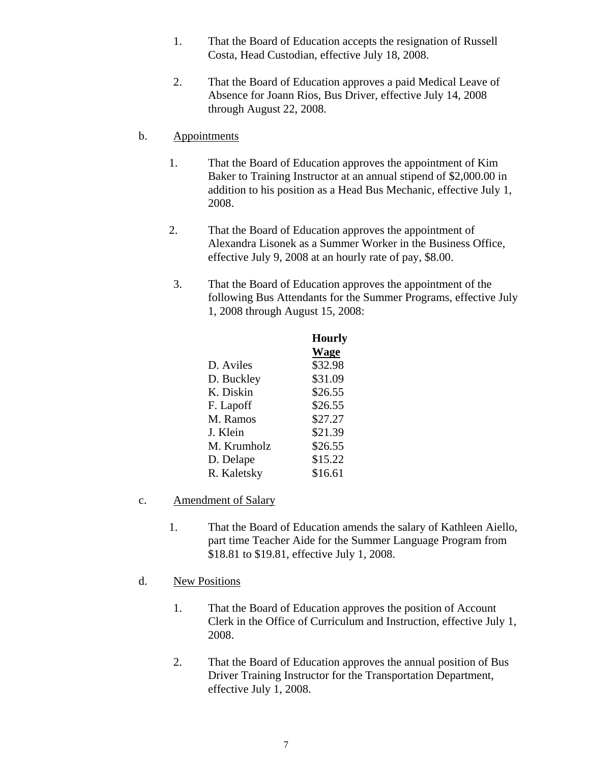1. That the Board of Education accepts the resignation of Russell Costa, Head Custodian, effective July 18, 2008.

2. That the Board of Education approves a paid Medical Leave of Absence for Joann Rios, Bus Driver, effective July 14, 2008 through August 22, 2008.

b. Appointments

1. That the Board of Education approves the appointment of Kim Baker to Training Instructor at an annual stipend of $2,000.00 in addition to his position as a Head Bus Mechanic, effective July 1, 2008.

2. That the Board of Education approves the appointment of Alexandra Lisonek as a Summer Worker in the Business Office, effective July 9, 2008 at an hourly rate of pay, $8.00.

3. That the Board of Education approves the appointment of the following Bus Attendants for the Summer Programs, effective July 1, 2008 through August 15, 2008:

| | **Hourly Wage** |
|---|---|
| D. Aviles | $32.98 |
| D. Buckley | $31.09 |
| K. Diskin | $26.55 |
| F. Lapoff | $26.55 |
| M. Ramos | $27.27 |
| J. Klein | $21.39 |
| M. Krumholz | $26.55 |
| D. Delape | $15.22 |
| R. Kaletsky | $16.61 |

c. Amendment of Salary

1. That the Board of Education amends the salary of Kathleen Aiello, part time Teacher Aide for the Summer Language Program from $18.81 to $19.81, effective July 1, 2008.

d. New Positions

1. That the Board of Education approves the position of Account Clerk in the Office of Curriculum and Instruction, effective July 1, 2008.

2. That the Board of Education approves the annual position of Bus Driver Training Instructor for the Transportation Department, effective July 1, 2008.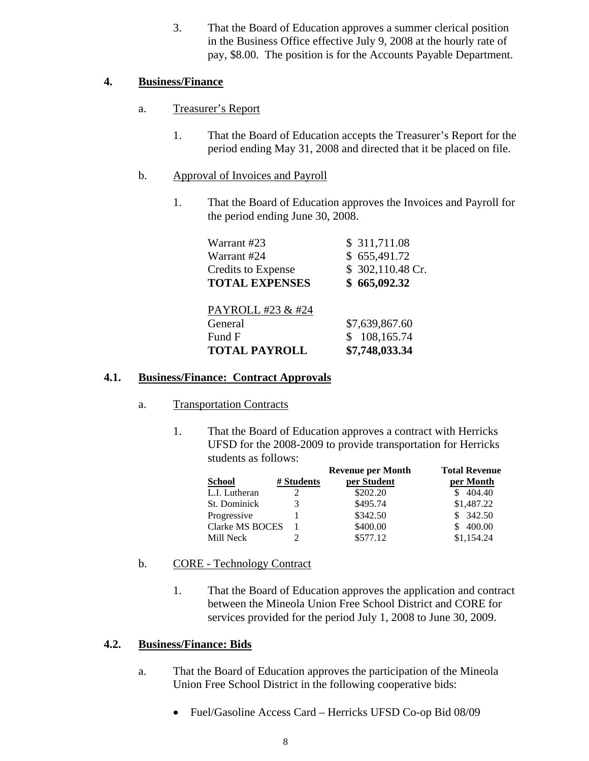3. That the Board of Education approves a summer clerical position in the Business Office effective July 9, 2008 at the hourly rate of pay, $8.00. The position is for the Accounts Payable Department.

## 4. Business/Finance

a. Treasurer's Report

1. That the Board of Education accepts the Treasurer's Report for the period ending May 31, 2008 and directed that it be placed on file.

b. Approval of Invoices and Payroll

1. That the Board of Education approves the Invoices and Payroll for the period ending June 30, 2008.

| | |
|---|---|
| Warrant #23 | $ 311,711.08 |
| Warrant #24 | $ 655,491.72 |
| Credits to Expense | $ 302,110.48 Cr. |
| **TOTAL EXPENSES** | **$ 665,092.32** |

| PAYROLL #23 & #24 | |
|---|---|
| General | $7,639,867.60 |
| Fund F | $ 108,165.74 |
| **TOTAL PAYROLL** | **$7,748,033.34** |

## 4.1. Business/Finance: Contract Approvals

a. Transportation Contracts

1. That the Board of Education approves a contract with Herricks UFSD for the 2008-2009 to provide transportation for Herricks students as follows:

| School | # Students | Revenue per Month per Student | Total Revenue per Month |
|---|---|---|---|
| L.I. Lutheran | 2 | $202.20 | $ 404.40 |
| St. Dominick | 3 | $495.74 | $1,487.22 |
| Progressive | 1 | $342.50 | $ 342.50 |
| Clarke MS BOCES | 1 | $400.00 | $ 400.00 |
| Mill Neck | 2 | $577.12 | $1,154.24 |

b. CORE - Technology Contract

1. That the Board of Education approves the application and contract between the Mineola Union Free School District and CORE for services provided for the period July 1, 2008 to June 30, 2009.

## 4.2. Business/Finance: Bids

a. That the Board of Education approves the participation of the Mineola Union Free School District in the following cooperative bids:

- Fuel/Gasoline Access Card – Herricks UFSD Co-op Bid 08/09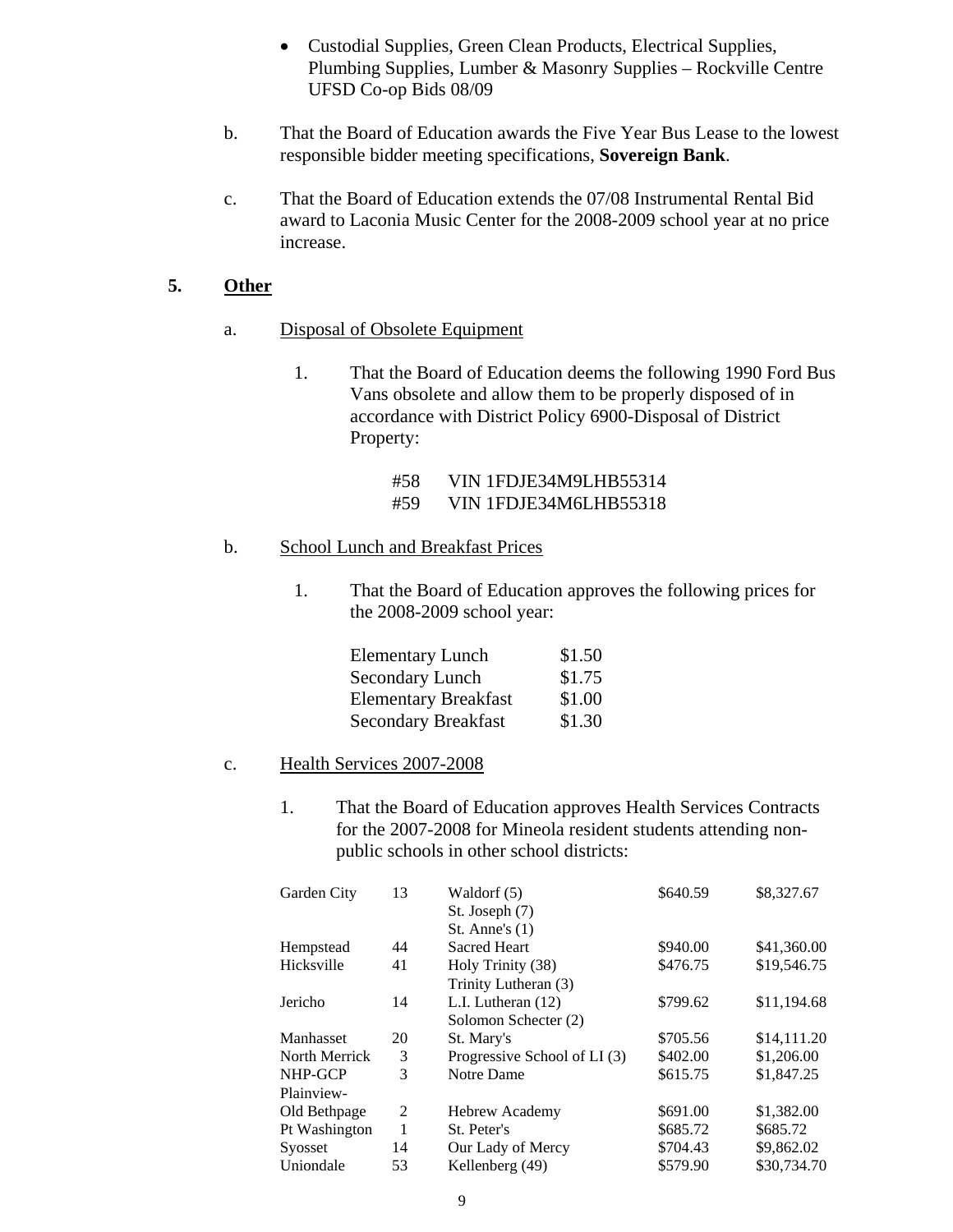- Custodial Supplies, Green Clean Products, Electrical Supplies, Plumbing Supplies, Lumber & Masonry Supplies – Rockville Centre UFSD Co-op Bids 08/09

b. That the Board of Education awards the Five Year Bus Lease to the lowest responsible bidder meeting specifications, **Sovereign Bank**.

c. That the Board of Education extends the 07/08 Instrumental Rental Bid award to Laconia Music Center for the 2008-2009 school year at no price increase.

## 5. Other

a. Disposal of Obsolete Equipment

1. That the Board of Education deems the following 1990 Ford Bus Vans obsolete and allow them to be properly disposed of in accordance with District Policy 6900-Disposal of District Property:

   #58 VIN 1FDJE34M9LHB55314
   #59 VIN 1FDJE34M6LHB55318

b. School Lunch and Breakfast Prices

1. That the Board of Education approves the following prices for the 2008-2009 school year:

| | |
|---|---|
| Elementary Lunch | $1.50 |
| Secondary Lunch | $1.75 |
| Elementary Breakfast | $1.00 |
| Secondary Breakfast | $1.30 |

c. Health Services 2007-2008

1. That the Board of Education approves Health Services Contracts for the 2007-2008 for Mineola resident students attending non-public schools in other school districts:

| | | | | |
|---|---|---|---|---|
| Garden City | 13 | Waldorf (5)<br>St. Joseph (7)<br>St. Anne's (1) | $640.59 | $8,327.67 |
| Hempstead | 44 | Sacred Heart | $940.00 | $41,360.00 |
| Hicksville | 41 | Holy Trinity (38)<br>Trinity Lutheran (3) | $476.75 | $19,546.75 |
| Jericho | 14 | L.I. Lutheran (12)<br>Solomon Schecter (2) | $799.62 | $11,194.68 |
| Manhasset | 20 | St. Mary's | $705.56 | $14,111.20 |
| North Merrick | 3 | Progressive School of LI (3) | $402.00 | $1,206.00 |
| NHP-GCP | 3 | Notre Dame | $615.75 | $1,847.25 |
| Plainview-Old Bethpage | 2 | Hebrew Academy | $691.00 | $1,382.00 |
| Pt Washington | 1 | St. Peter's | $685.72 | $685.72 |
| Syosset | 14 | Our Lady of Mercy | $704.43 | $9,862.02 |
| Uniondale | 53 | Kellenberg (49) | $579.90 | $30,734.70 |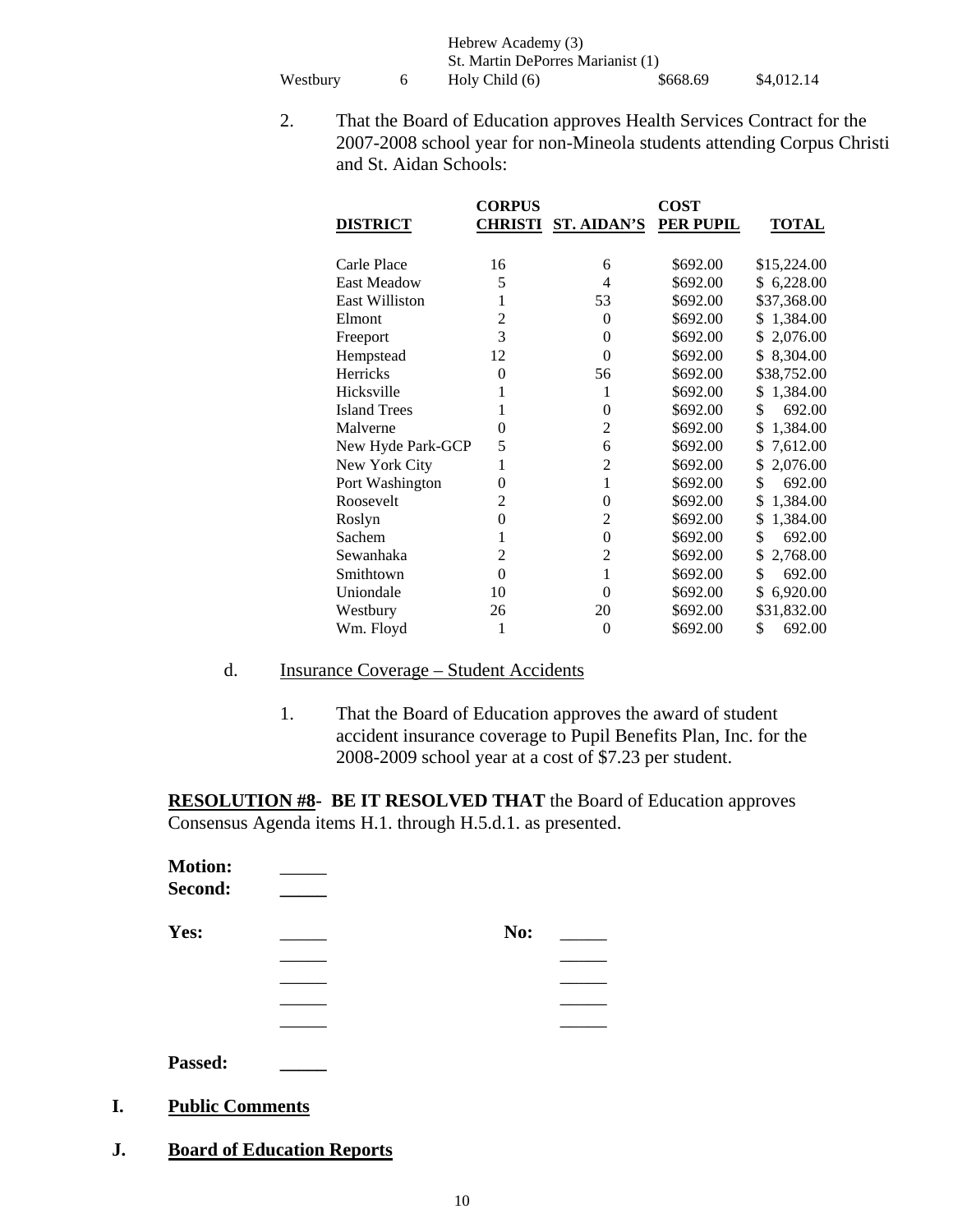| | | | | |
|---|---|---|---|---|
| | | Hebrew Academy (3) | | |
| | | St. Martin DePorres Marianist (1) | | |
| Westbury | 6 | Holy Child (6) | $668.69 | $4,012.14 |

2. That the Board of Education approves Health Services Contract for the 2007-2008 school year for non-Mineola students attending Corpus Christi and St. Aidan Schools:

| DISTRICT | CORPUS CHRISTI | ST. AIDAN'S | COST PER PUPIL | TOTAL |
|---|---|---|---|---|
| Carle Place | 16 | 6 | $692.00 | $15,224.00 |
| East Meadow | 5 | 4 | $692.00 | $ 6,228.00 |
| East Williston | 1 | 53 | $692.00 | $37,368.00 |
| Elmont | 2 | 0 | $692.00 | $ 1,384.00 |
| Freeport | 3 | 0 | $692.00 | $ 2,076.00 |
| Hempstead | 12 | 0 | $692.00 | $ 8,304.00 |
| Herricks | 0 | 56 | $692.00 | $38,752.00 |
| Hicksville | 1 | 1 | $692.00 | $ 1,384.00 |
| Island Trees | 1 | 0 | $692.00 | $ 692.00 |
| Malverne | 0 | 2 | $692.00 | $ 1,384.00 |
| New Hyde Park-GCP | 5 | 6 | $692.00 | $ 7,612.00 |
| New York City | 1 | 2 | $692.00 | $ 2,076.00 |
| Port Washington | 0 | 1 | $692.00 | $ 692.00 |
| Roosevelt | 2 | 0 | $692.00 | $ 1,384.00 |
| Roslyn | 0 | 2 | $692.00 | $ 1,384.00 |
| Sachem | 1 | 0 | $692.00 | $ 692.00 |
| Sewanhaka | 2 | 2 | $692.00 | $ 2,768.00 |
| Smithtown | 0 | 1 | $692.00 | $ 692.00 |
| Uniondale | 10 | 0 | $692.00 | $ 6,920.00 |
| Westbury | 26 | 20 | $692.00 | $31,832.00 |
| Wm. Floyd | 1 | 0 | $692.00 | $ 692.00 |

d. Insurance Coverage – Student Accidents

1. That the Board of Education approves the award of student accident insurance coverage to Pupil Benefits Plan, Inc. for the 2008-2009 school year at a cost of $7.23 per student.

**RESOLUTION #8- BE IT RESOLVED THAT** the Board of Education approves Consensus Agenda items H.1. through H.5.d.1. as presented.

**Motion:** _____
**Second:** _____

**Yes:** _____ **No:** _____
_____ _____
_____ _____
_____ _____
_____ _____

**Passed:** _____

## I. Public Comments

## J. Board of Education Reports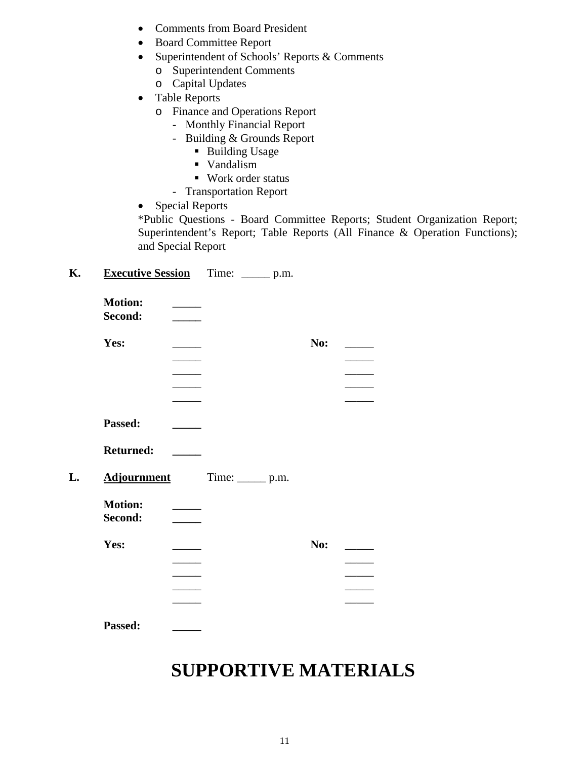- Comments from Board President
- Board Committee Report
- Superintendent of Schools' Reports & Comments
  - Superintendent Comments
  - Capital Updates
- Table Reports
  - Finance and Operations Report
    - Monthly Financial Report
    - Building & Grounds Report
      - Building Usage
      - Vandalism
      - Work order status
    - Transportation Report
- Special Reports

*Public Questions - Board Committee Reports; Student Organization Report; Superintendent's Report; Table Reports (All Finance & Operation Functions); and Special Report

**K. <u>Executive Session</u>** Time: _____ p.m.

**Motion:** _____
**Second:** _____

| **Yes:** | | **No:** | |
|---|---|---|---|
| | _____ | | _____ |
| | _____ | | _____ |
| | _____ | | _____ |
| | _____ | | _____ |
| | _____ | | _____ |

**Passed:** _____

**Returned:** _____

**L. <u>Adjournment</u>** Time: _____ p.m.

**Motion:** _____
**Second:** _____

| **Yes:** | | **No:** | |
|---|---|---|---|
| | _____ | | _____ |
| | _____ | | _____ |
| | _____ | | _____ |
| | _____ | | _____ |
| | _____ | | _____ |

**Passed:** _____

# SUPPORTIVE MATERIALS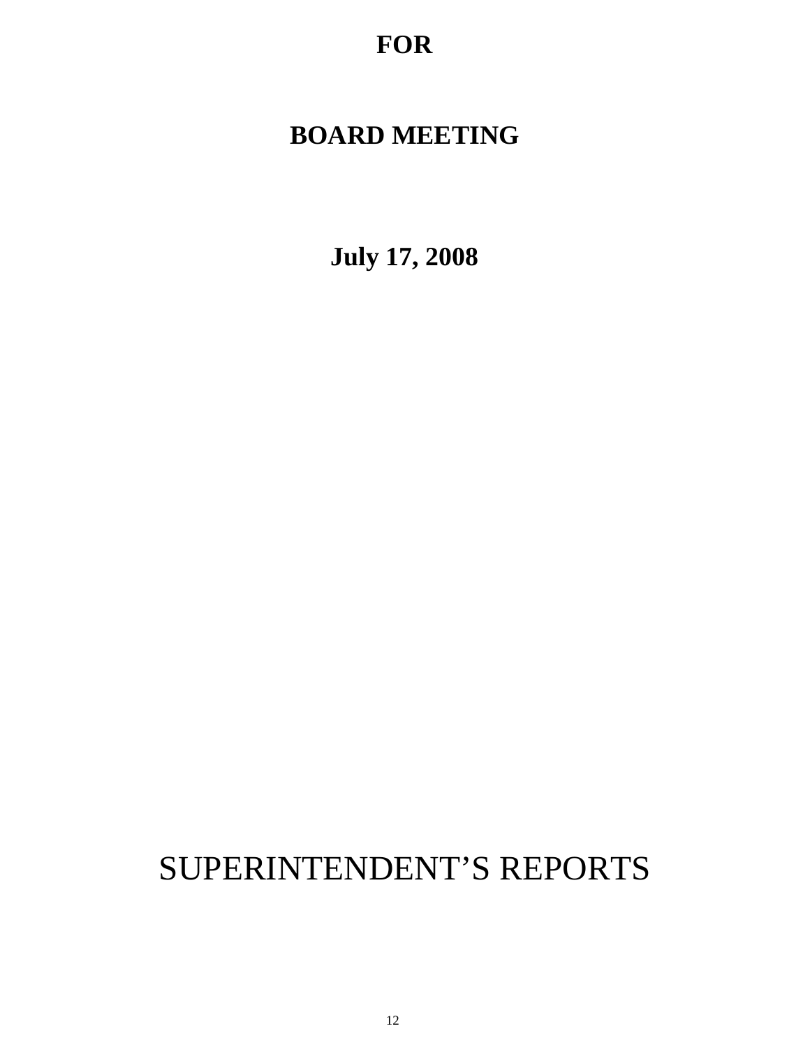**FOR**

**BOARD MEETING**

**July 17, 2008**

# SUPERINTENDENT'S REPORTS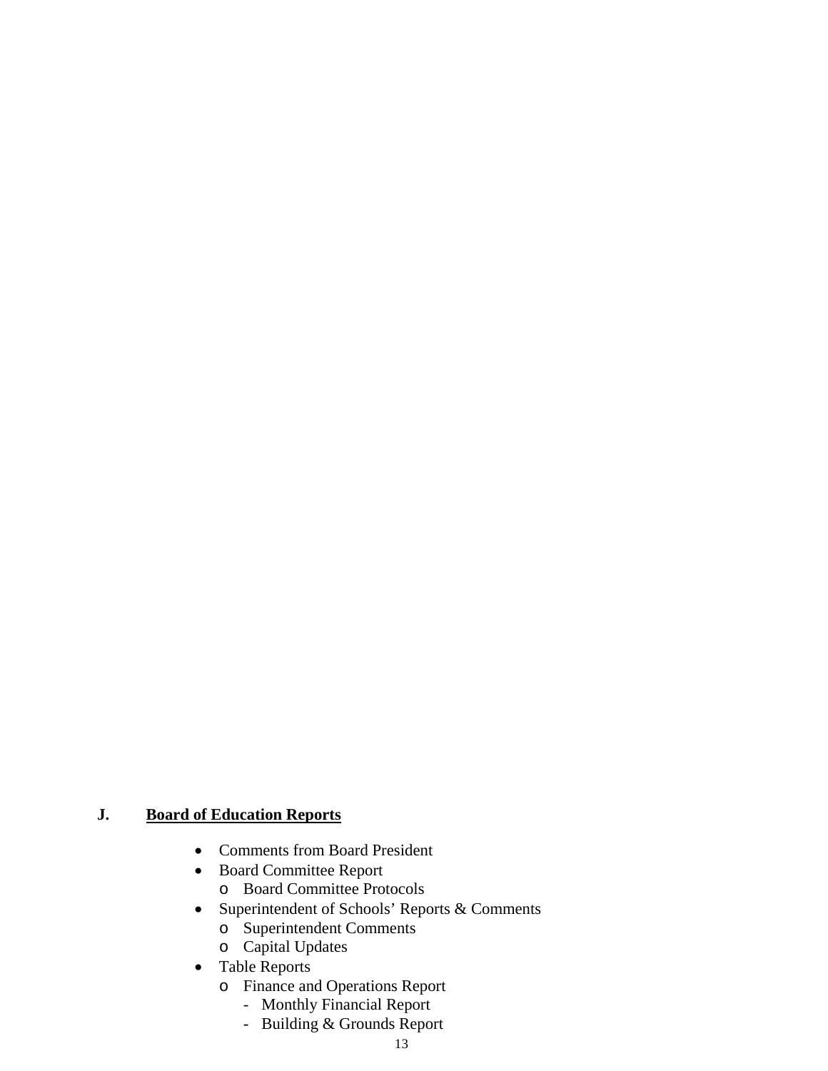## J. **Board of Education Reports**

- Comments from Board President
- Board Committee Report
  - Board Committee Protocols
- Superintendent of Schools' Reports & Comments
  - Superintendent Comments
  - Capital Updates
- Table Reports
  - Finance and Operations Report
    - Monthly Financial Report
    - Building & Grounds Report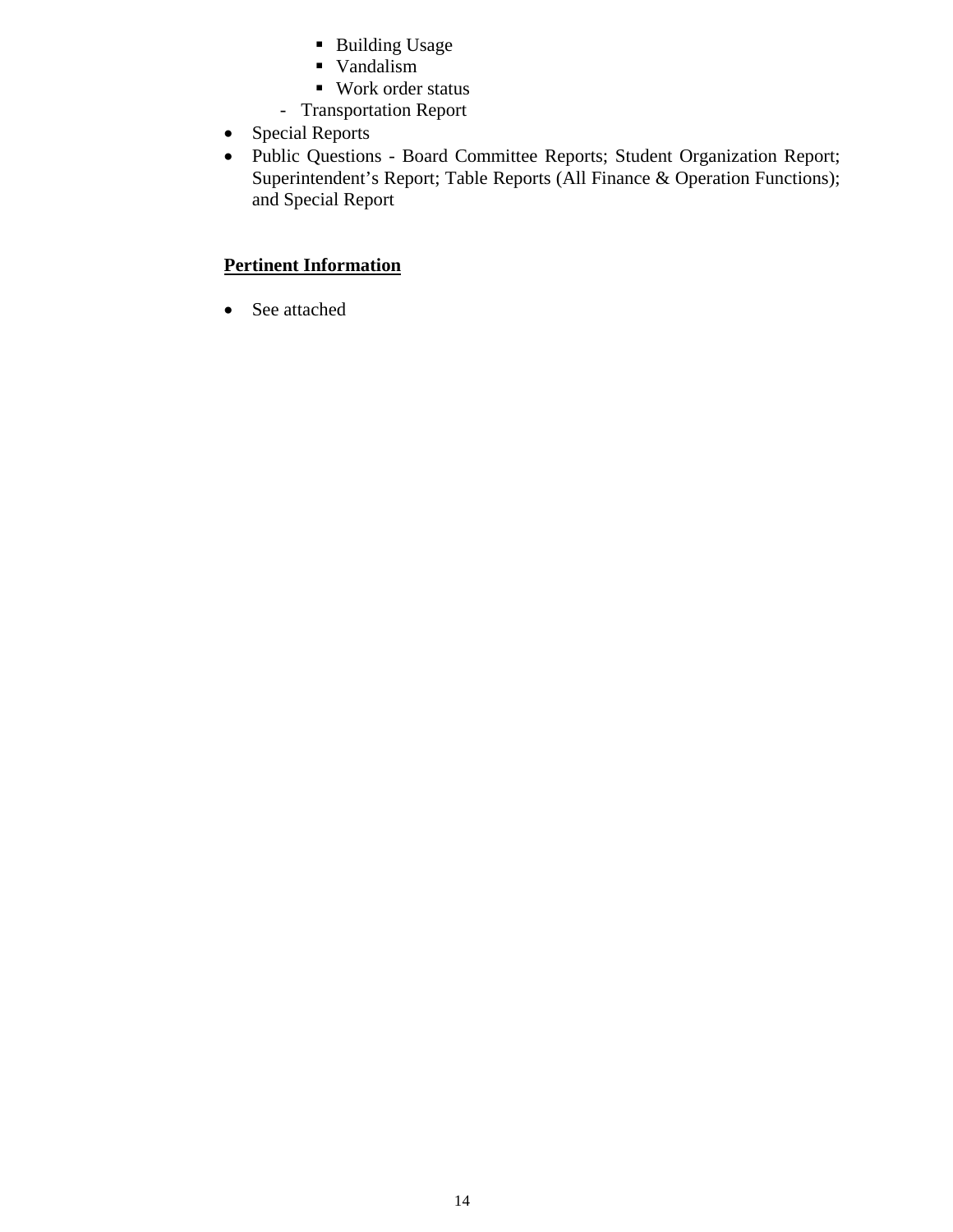- Building Usage
    - Vandalism
    - Work order status
  - Transportation Report
- Special Reports
- Public Questions - Board Committee Reports; Student Organization Report; Superintendent's Report; Table Reports (All Finance & Operation Functions); and Special Report

**Pertinent Information**

- See attached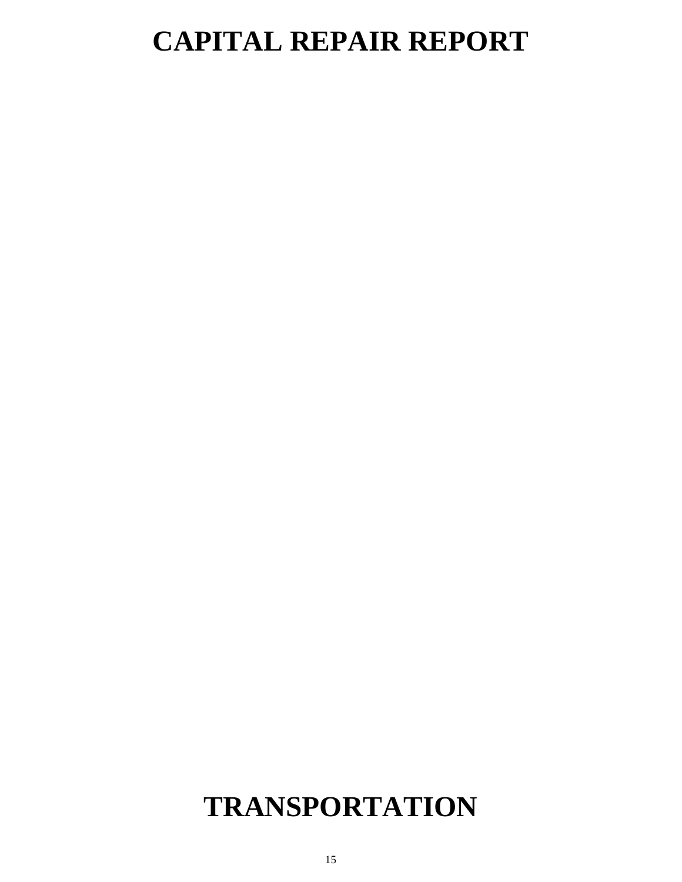# CAPITAL REPAIR REPORT

# TRANSPORTATION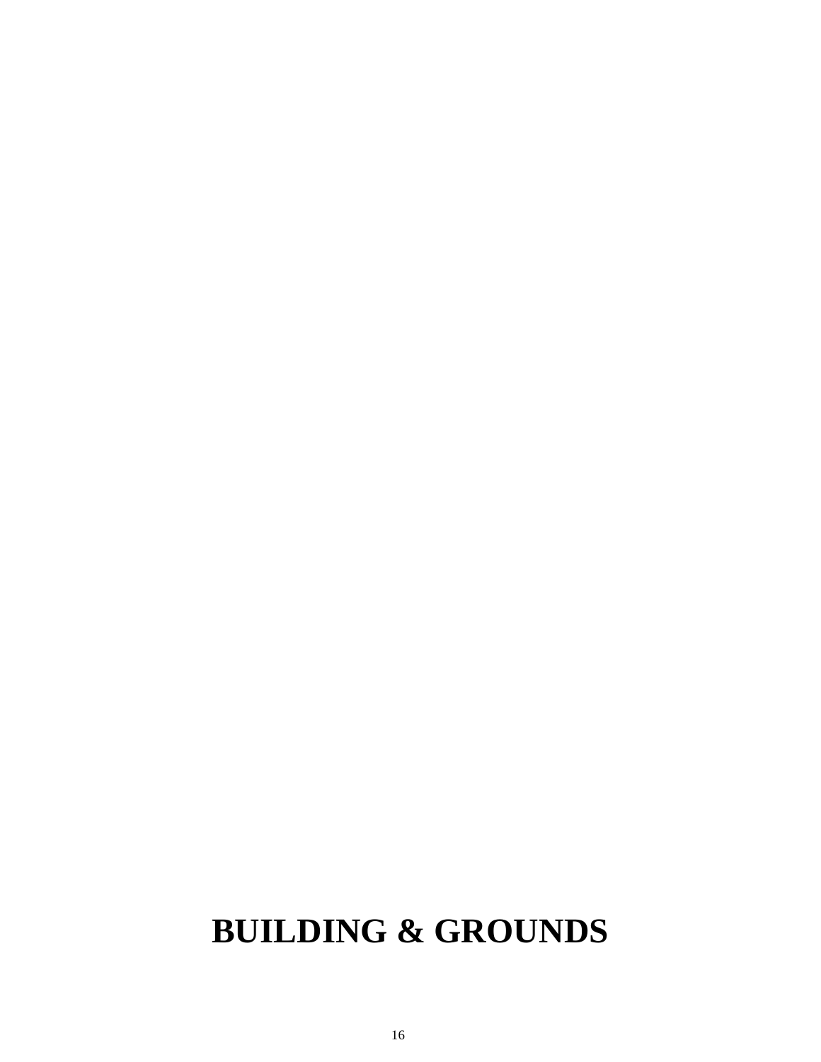# BUILDING & GROUNDS